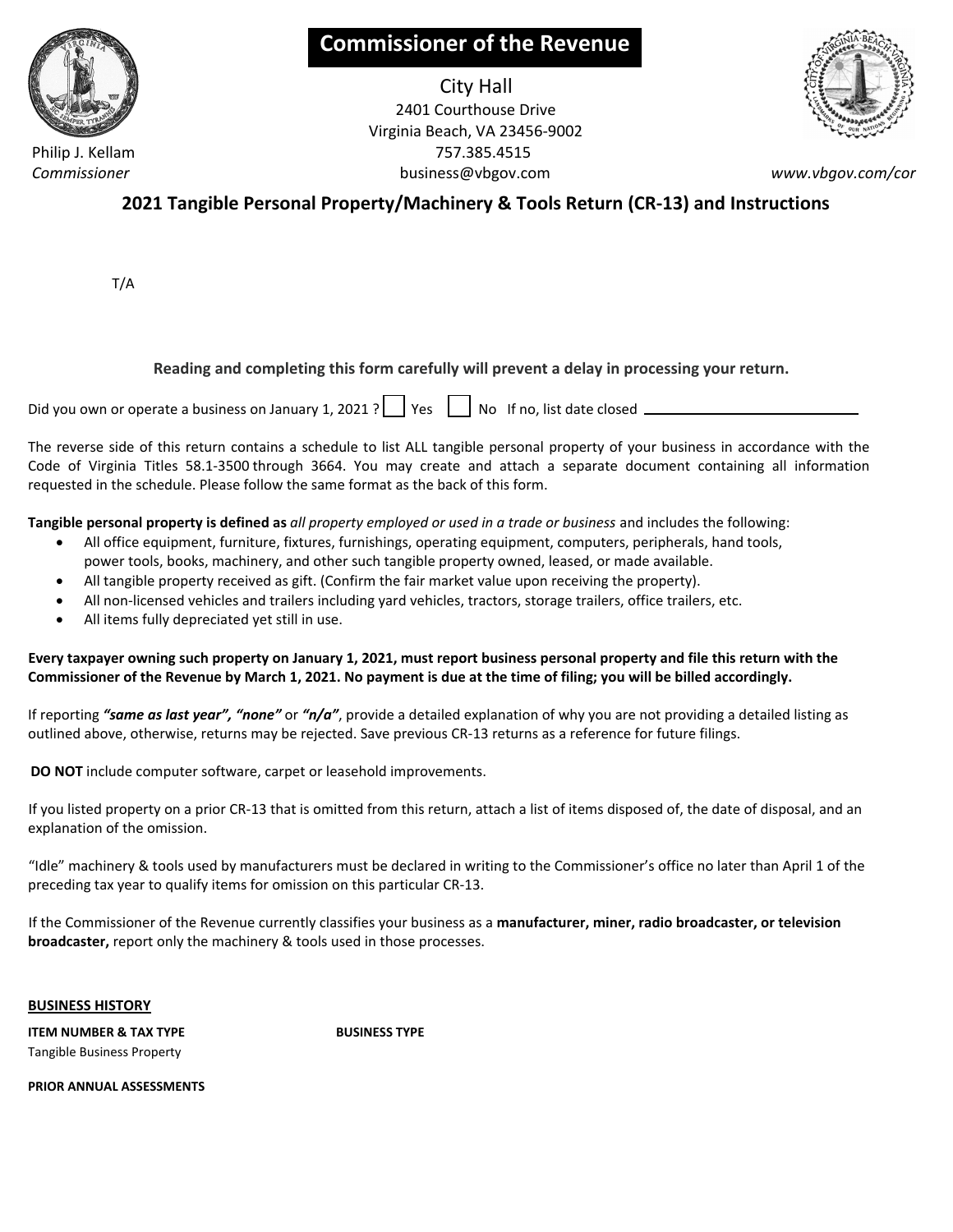**Commissioner of the Revenue**

City Hall
2401 Courthouse Drive
Virginia Beach, VA 23456-9002
757.385.4515
business@vbgov.com

Philip J. Kellam
*Commissioner*

*www.vbgov.com/cor*

## 2021 Tangible Personal Property/Machinery & Tools Return (CR-13) and Instructions

T/A

**Reading and completing this form carefully will prevent a delay in processing your return.**

Did you own or operate a business on January 1, 2021 ? ☐ Yes ☐ No If no, list date closed ____________________

The reverse side of this return contains a schedule to list ALL tangible personal property of your business in accordance with the Code of Virginia Titles 58.1-3500 through 3664. You may create and attach a separate document containing all information requested in the schedule. Please follow the same format as the back of this form.

**Tangible personal property is defined as** *all property employed or used in a trade or business* and includes the following:

- All office equipment, furniture, fixtures, furnishings, operating equipment, computers, peripherals, hand tools, power tools, books, machinery, and other such tangible property owned, leased, or made available.
- All tangible property received as gift. (Confirm the fair market value upon receiving the property).
- All non-licensed vehicles and trailers including yard vehicles, tractors, storage trailers, office trailers, etc.
- All items fully depreciated yet still in use.

**Every taxpayer owning such property on January 1, 2021, must report business personal property and file this return with the Commissioner of the Revenue by March 1, 2021. No payment is due at the time of filing; you will be billed accordingly.**

If reporting ***"same as last year", "none"*** or ***"n/a"***, provide a detailed explanation of why you are not providing a detailed listing as outlined above, otherwise, returns may be rejected. Save previous CR-13 returns as a reference for future filings.

**DO NOT** include computer software, carpet or leasehold improvements.

If you listed property on a prior CR-13 that is omitted from this return, attach a list of items disposed of, the date of disposal, and an explanation of the omission.

"Idle" machinery & tools used by manufacturers must be declared in writing to the Commissioner's office no later than April 1 of the preceding tax year to qualify items for omission on this particular CR-13.

If the Commissioner of the Revenue currently classifies your business as a **manufacturer, miner, radio broadcaster, or television broadcaster,** report only the machinery & tools used in those processes.

**BUSINESS HISTORY**

**ITEM NUMBER & TAX TYPE**
Tangible Business Property

**BUSINESS TYPE**

**PRIOR ANNUAL ASSESSMENTS**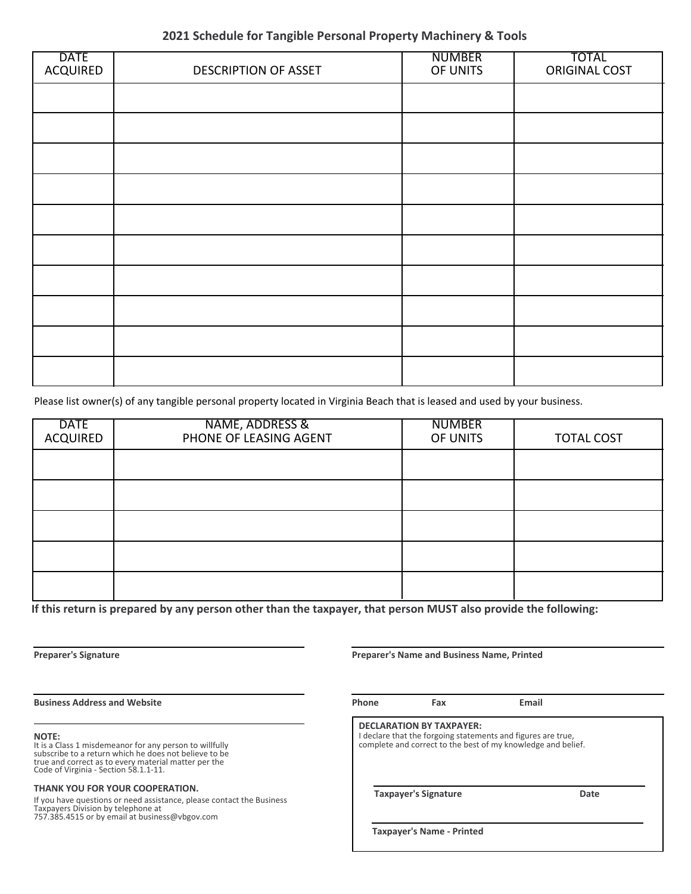## 2021 Schedule for Tangible Personal Property Machinery & Tools

| DATE ACQUIRED | DESCRIPTION OF ASSET | NUMBER OF UNITS | TOTAL ORIGINAL COST |
|---|---|---|---|
| | | | |
| | | | |
| | | | |
| | | | |
| | | | |
| | | | |
| | | | |
| | | | |
| | | | |
| | | | |

Please list owner(s) of any tangible personal property located in Virginia Beach that is leased and used by your business.

| DATE ACQUIRED | NAME, ADDRESS & PHONE OF LEASING AGENT | NUMBER OF UNITS | TOTAL COST |
|---|---|---|---|
| | | | |
| | | | |
| | | | |
| | | | |
| | | | |

**If this return is prepared by any person other than the taxpayer, that person MUST also provide the following:**

**Preparer's Signature**

**Preparer's Name and Business Name, Printed**

**Business Address and Website**

**Phone** **Fax** **Email**

**NOTE:**
It is a Class 1 misdemeanor for any person to willfully subscribe to a return which he does not believe to be true and correct as to every material matter per the Code of Virginia - Section 58.1-11.

**THANK YOU FOR YOUR COOPERATION.**

If you have questions or need assistance, please contact the Business Taxpayers Division by telephone at 757.385.4515 or by email at business@vbgov.com

**DECLARATION BY TAXPAYER:**
I declare that the forgoing statements and figures are true, complete and correct to the best of my knowledge and belief.

**Taxpayer's Signature** **Date**

**Taxpayer's Name - Printed**